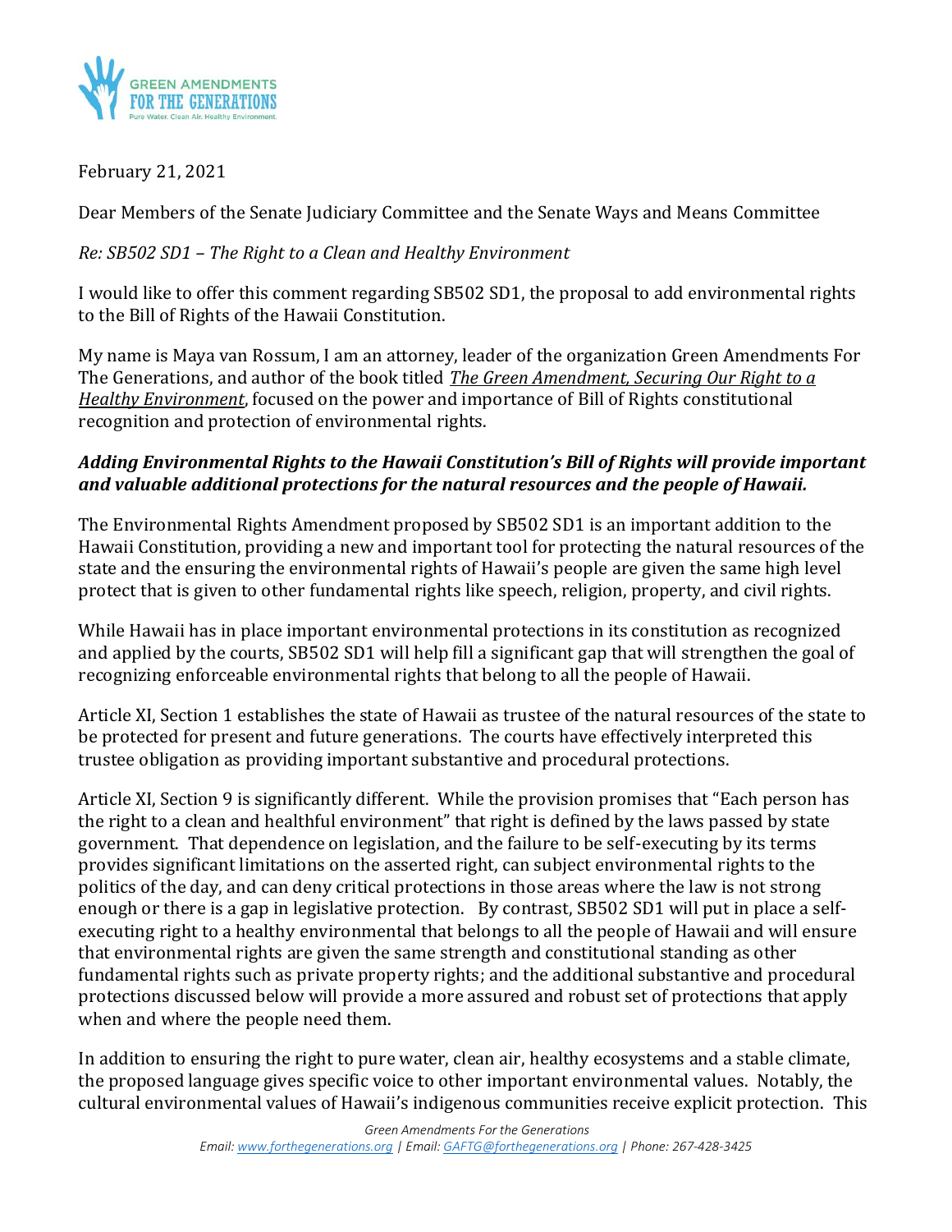February 21, 2021

Dear Members of the Senate Judiciary Committee and the Senate Ways and Means Committee

*Re: SB502 SD1 – The Right to a Clean and Healthy Environment*

I would like to offer this comment regarding SB502 SD1, the proposal to add environmental rights to the Bill of Rights of the Hawaii Constitution.

My name is Maya van Rossum, I am an attorney, leader of the organization Green Amendments For The Generations, and author of the book titled ***The Green Amendment, Securing Our Right to a Healthy Environment***, focused on the power and importance of Bill of Rights constitutional recognition and protection of environmental rights.

***Adding Environmental Rights to the Hawaii Constitution's Bill of Rights will provide important and valuable additional protections for the natural resources and the people of Hawaii.***

The Environmental Rights Amendment proposed by SB502 SD1 is an important addition to the Hawaii Constitution, providing a new and important tool for protecting the natural resources of the state and the ensuring the environmental rights of Hawaii's people are given the same high level protect that is given to other fundamental rights like speech, religion, property, and civil rights.

While Hawaii has in place important environmental protections in its constitution as recognized and applied by the courts, SB502 SD1 will help fill a significant gap that will strengthen the goal of recognizing enforceable environmental rights that belong to all the people of Hawaii.

Article XI, Section 1 establishes the state of Hawaii as trustee of the natural resources of the state to be protected for present and future generations. The courts have effectively interpreted this trustee obligation as providing important substantive and procedural protections.

Article XI, Section 9 is significantly different. While the provision promises that "Each person has the right to a clean and healthful environment" that right is defined by the laws passed by state government. That dependence on legislation, and the failure to be self-executing by its terms provides significant limitations on the asserted right, can subject environmental rights to the politics of the day, and can deny critical protections in those areas where the law is not strong enough or there is a gap in legislative protection. By contrast, SB502 SD1 will put in place a self-executing right to a healthy environmental that belongs to all the people of Hawaii and will ensure that environmental rights are given the same strength and constitutional standing as other fundamental rights such as private property rights; and the additional substantive and procedural protections discussed below will provide a more assured and robust set of protections that apply when and where the people need them.

In addition to ensuring the right to pure water, clean air, healthy ecosystems and a stable climate, the proposed language gives specific voice to other important environmental values. Notably, the cultural environmental values of Hawaii's indigenous communities receive explicit protection. This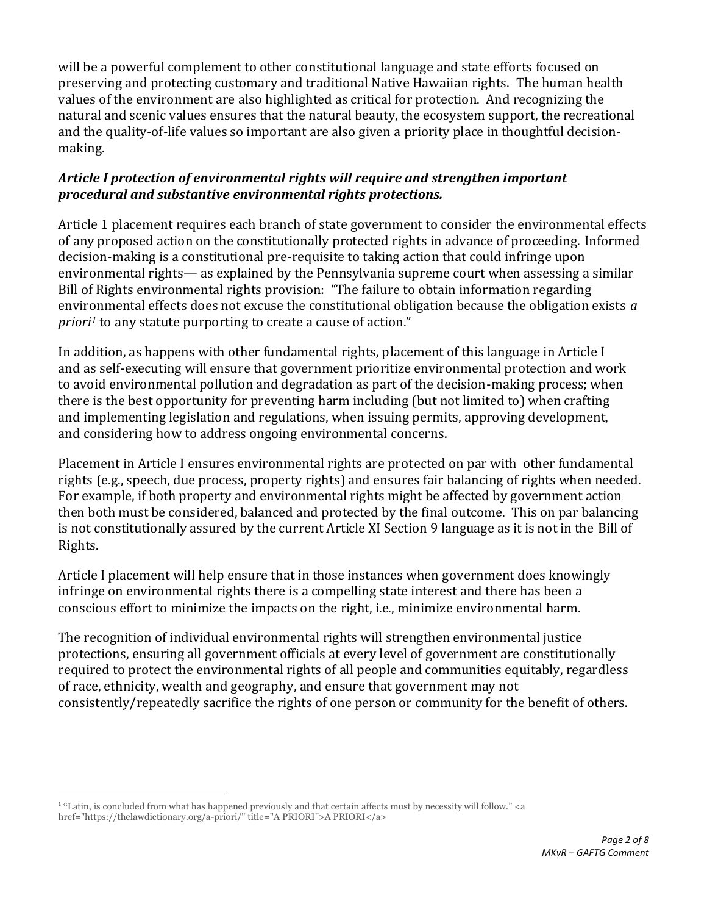will be a powerful complement to other constitutional language and state efforts focused on preserving and protecting customary and traditional Native Hawaiian rights. The human health values of the environment are also highlighted as critical for protection. And recognizing the natural and scenic values ensures that the natural beauty, the ecosystem support, the recreational and the quality-of-life values so important are also given a priority place in thoughtful decision-making.

### *Article I protection of environmental rights will require and strengthen important procedural and substantive environmental rights protections.*

Article 1 placement requires each branch of state government to consider the environmental effects of any proposed action on the constitutionally protected rights in advance of proceeding. Informed decision-making is a constitutional pre-requisite to taking action that could infringe upon environmental rights— as explained by the Pennsylvania supreme court when assessing a similar Bill of Rights environmental rights provision: "The failure to obtain information regarding environmental effects does not excuse the constitutional obligation because the obligation exists *a priori*[1] to any statute purporting to create a cause of action."

In addition, as happens with other fundamental rights, placement of this language in Article I and as self-executing will ensure that government prioritize environmental protection and work to avoid environmental pollution and degradation as part of the decision-making process; when there is the best opportunity for preventing harm including (but not limited to) when crafting and implementing legislation and regulations, when issuing permits, approving development, and considering how to address ongoing environmental concerns.

Placement in Article I ensures environmental rights are protected on par with other fundamental rights (e.g., speech, due process, property rights) and ensures fair balancing of rights when needed. For example, if both property and environmental rights might be affected by government action then both must be considered, balanced and protected by the final outcome. This on par balancing is not constitutionally assured by the current Article XI Section 9 language as it is not in the Bill of Rights.

Article I placement will help ensure that in those instances when government does knowingly infringe on environmental rights there is a compelling state interest and there has been a conscious effort to minimize the impacts on the right, i.e., minimize environmental harm.

The recognition of individual environmental rights will strengthen environmental justice protections, ensuring all government officials at every level of government are constitutionally required to protect the environmental rights of all people and communities equitably, regardless of race, ethnicity, wealth and geography, and ensure that government may not consistently/repeatedly sacrifice the rights of one person or community for the benefit of others.

---

[1] "Latin, is concluded from what has happened previously and that certain affects must by necessity will follow." <a href="https://thelawdictionary.org/a-priori/" title="A PRIORI">A PRIORI</a>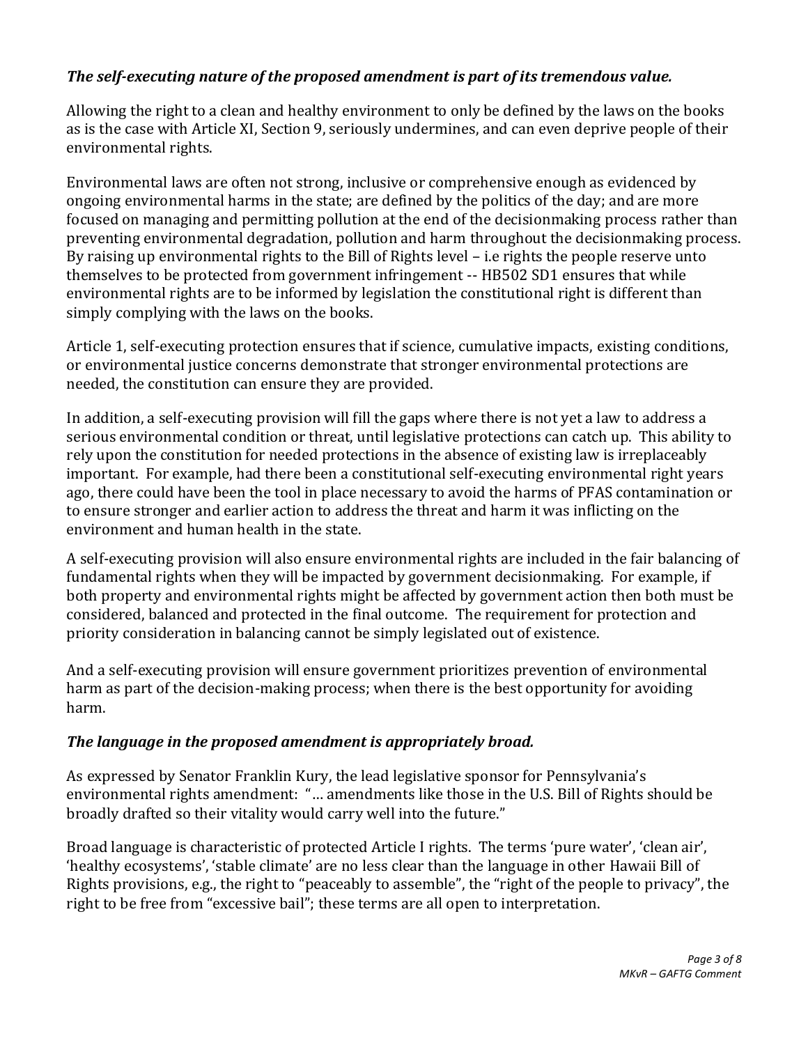***The self-executing nature of the proposed amendment is part of its tremendous value.***

Allowing the right to a clean and healthy environment to only be defined by the laws on the books as is the case with Article XI, Section 9, seriously undermines, and can even deprive people of their environmental rights.

Environmental laws are often not strong, inclusive or comprehensive enough as evidenced by ongoing environmental harms in the state; are defined by the politics of the day; and are more focused on managing and permitting pollution at the end of the decisionmaking process rather than preventing environmental degradation, pollution and harm throughout the decisionmaking process. By raising up environmental rights to the Bill of Rights level – i.e rights the people reserve unto themselves to be protected from government infringement -- HB502 SD1 ensures that while environmental rights are to be informed by legislation the constitutional right is different than simply complying with the laws on the books.

Article 1, self-executing protection ensures that if science, cumulative impacts, existing conditions, or environmental justice concerns demonstrate that stronger environmental protections are needed, the constitution can ensure they are provided.

In addition, a self-executing provision will fill the gaps where there is not yet a law to address a serious environmental condition or threat, until legislative protections can catch up. This ability to rely upon the constitution for needed protections in the absence of existing law is irreplaceably important. For example, had there been a constitutional self-executing environmental right years ago, there could have been the tool in place necessary to avoid the harms of PFAS contamination or to ensure stronger and earlier action to address the threat and harm it was inflicting on the environment and human health in the state.

A self-executing provision will also ensure environmental rights are included in the fair balancing of fundamental rights when they will be impacted by government decisionmaking. For example, if both property and environmental rights might be affected by government action then both must be considered, balanced and protected in the final outcome. The requirement for protection and priority consideration in balancing cannot be simply legislated out of existence.

And a self-executing provision will ensure government prioritizes prevention of environmental harm as part of the decision-making process; when there is the best opportunity for avoiding harm.

***The language in the proposed amendment is appropriately broad.***

As expressed by Senator Franklin Kury, the lead legislative sponsor for Pennsylvania's environmental rights amendment: "… amendments like those in the U.S. Bill of Rights should be broadly drafted so their vitality would carry well into the future."

Broad language is characteristic of protected Article I rights. The terms 'pure water', 'clean air', 'healthy ecosystems', 'stable climate' are no less clear than the language in other Hawaii Bill of Rights provisions, e.g., the right to "peaceably to assemble", the "right of the people to privacy", the right to be free from "excessive bail"; these terms are all open to interpretation.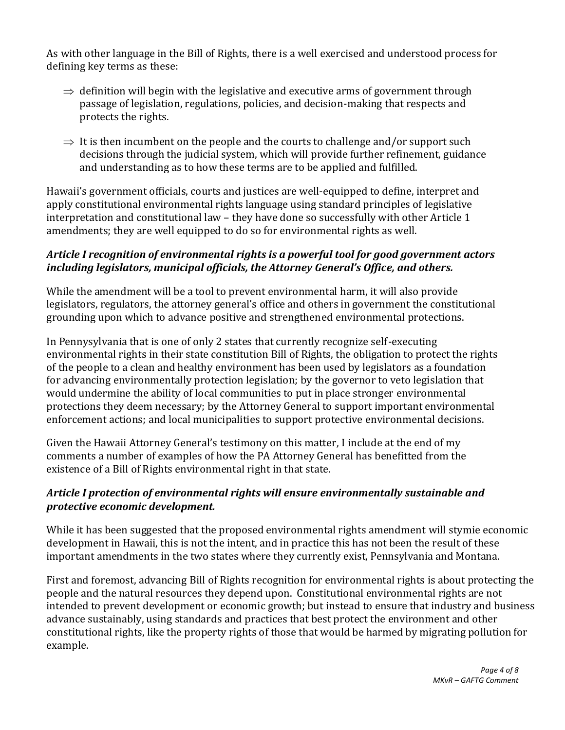As with other language in the Bill of Rights, there is a well exercised and understood process for defining key terms as these:

- ⇒ definition will begin with the legislative and executive arms of government through passage of legislation, regulations, policies, and decision-making that respects and protects the rights.
- ⇒ It is then incumbent on the people and the courts to challenge and/or support such decisions through the judicial system, which will provide further refinement, guidance and understanding as to how these terms are to be applied and fulfilled.

Hawaii's government officials, courts and justices are well-equipped to define, interpret and apply constitutional environmental rights language using standard principles of legislative interpretation and constitutional law – they have done so successfully with other Article 1 amendments; they are well equipped to do so for environmental rights as well.

***Article I recognition of environmental rights is a powerful tool for good government actors including legislators, municipal officials, the Attorney General's Office, and others.***

While the amendment will be a tool to prevent environmental harm, it will also provide legislators, regulators, the attorney general's office and others in government the constitutional grounding upon which to advance positive and strengthened environmental protections.

In Pennysylvania that is one of only 2 states that currently recognize self-executing environmental rights in their state constitution Bill of Rights, the obligation to protect the rights of the people to a clean and healthy environment has been used by legislators as a foundation for advancing environmentally protection legislation; by the governor to veto legislation that would undermine the ability of local communities to put in place stronger environmental protections they deem necessary; by the Attorney General to support important environmental enforcement actions; and local municipalities to support protective environmental decisions.

Given the Hawaii Attorney General's testimony on this matter, I include at the end of my comments a number of examples of how the PA Attorney General has benefitted from the existence of a Bill of Rights environmental right in that state.

***Article I protection of environmental rights will ensure environmentally sustainable and protective economic development.***

While it has been suggested that the proposed environmental rights amendment will stymie economic development in Hawaii, this is not the intent, and in practice this has not been the result of these important amendments in the two states where they currently exist, Pennsylvania and Montana.

First and foremost, advancing Bill of Rights recognition for environmental rights is about protecting the people and the natural resources they depend upon. Constitutional environmental rights are not intended to prevent development or economic growth; but instead to ensure that industry and business advance sustainably, using standards and practices that best protect the environment and other constitutional rights, like the property rights of those that would be harmed by migrating pollution for example.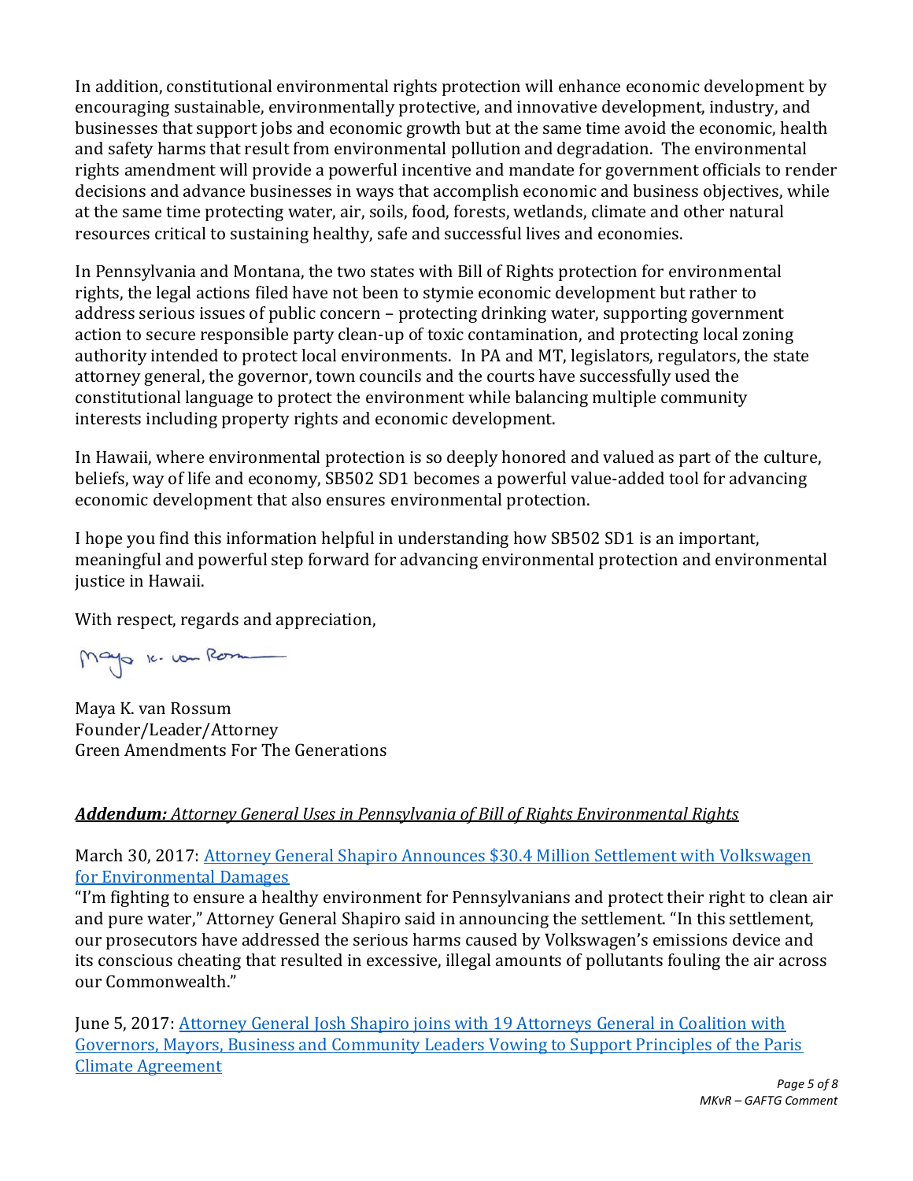In addition, constitutional environmental rights protection will enhance economic development by encouraging sustainable, environmentally protective, and innovative development, industry, and businesses that support jobs and economic growth but at the same time avoid the economic, health and safety harms that result from environmental pollution and degradation. The environmental rights amendment will provide a powerful incentive and mandate for government officials to render decisions and advance businesses in ways that accomplish economic and business objectives, while at the same time protecting water, air, soils, food, forests, wetlands, climate and other natural resources critical to sustaining healthy, safe and successful lives and economies.

In Pennsylvania and Montana, the two states with Bill of Rights protection for environmental rights, the legal actions filed have not been to stymie economic development but rather to address serious issues of public concern – protecting drinking water, supporting government action to secure responsible party clean-up of toxic contamination, and protecting local zoning authority intended to protect local environments. In PA and MT, legislators, regulators, the state attorney general, the governor, town councils and the courts have successfully used the constitutional language to protect the environment while balancing multiple community interests including property rights and economic development.

In Hawaii, where environmental protection is so deeply honored and valued as part of the culture, beliefs, way of life and economy, SB502 SD1 becomes a powerful value-added tool for advancing economic development that also ensures environmental protection.

I hope you find this information helpful in understanding how SB502 SD1 is an important, meaningful and powerful step forward for advancing environmental protection and environmental justice in Hawaii.

With respect, regards and appreciation,

Maya K. van Rossum
Founder/Leader/Attorney
Green Amendments For The Generations

***Addendum:*** *Attorney General Uses in Pennsylvania of Bill of Rights Environmental Rights*

March 30, 2017: Attorney General Shapiro Announces $30.4 Million Settlement with Volkswagen for Environmental Damages
"I'm fighting to ensure a healthy environment for Pennsylvanians and protect their right to clean air and pure water," Attorney General Shapiro said in announcing the settlement. "In this settlement, our prosecutors have addressed the serious harms caused by Volkswagen's emissions device and its conscious cheating that resulted in excessive, illegal amounts of pollutants fouling the air across our Commonwealth."

June 5, 2017: Attorney General Josh Shapiro joins with 19 Attorneys General in Coalition with Governors, Mayors, Business and Community Leaders Vowing to Support Principles of the Paris Climate Agreement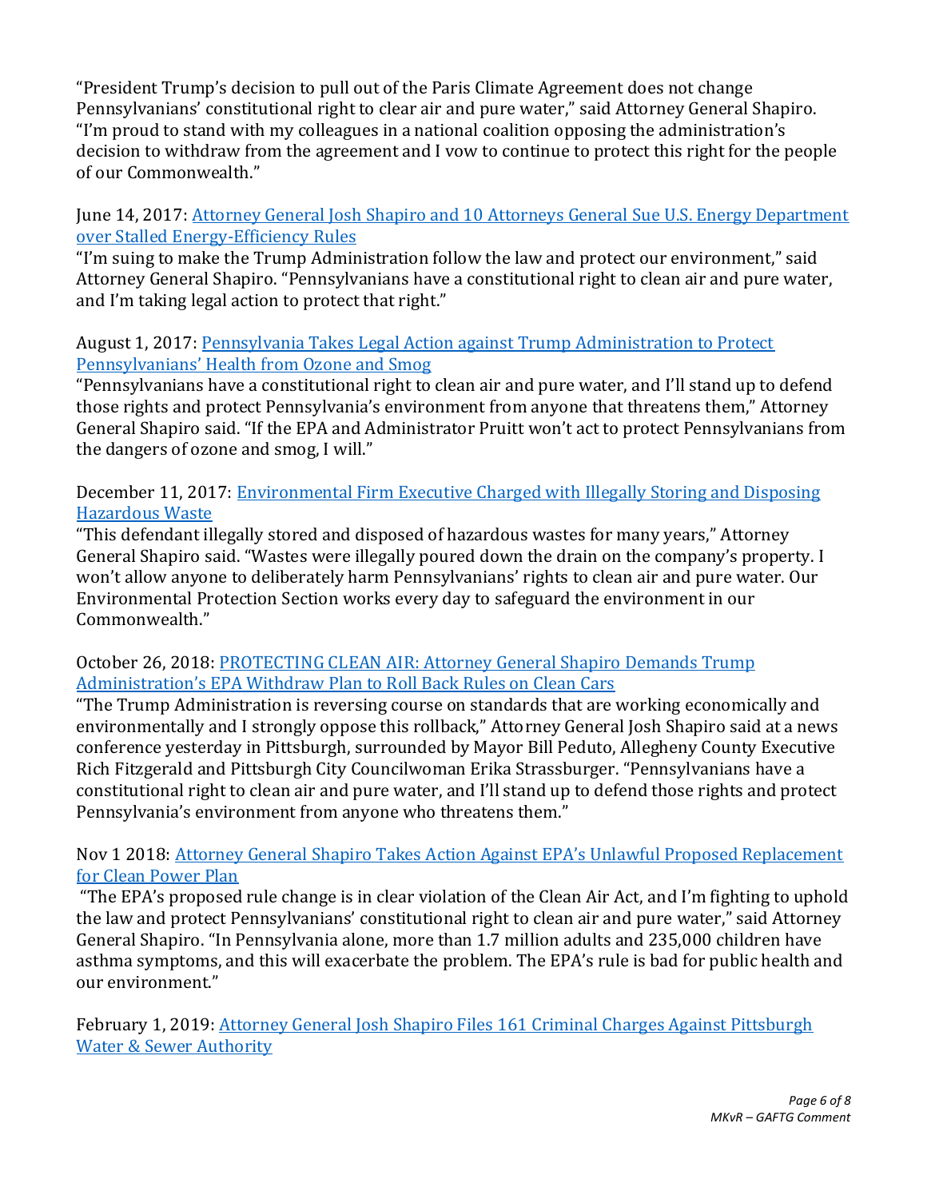"President Trump's decision to pull out of the Paris Climate Agreement does not change Pennsylvanians' constitutional right to clear air and pure water," said Attorney General Shapiro. "I'm proud to stand with my colleagues in a national coalition opposing the administration's decision to withdraw from the agreement and I vow to continue to protect this right for the people of our Commonwealth."

June 14, 2017: Attorney General Josh Shapiro and 10 Attorneys General Sue U.S. Energy Department over Stalled Energy-Efficiency Rules
"I'm suing to make the Trump Administration follow the law and protect our environment," said Attorney General Shapiro. "Pennsylvanians have a constitutional right to clean air and pure water, and I'm taking legal action to protect that right."

August 1, 2017: Pennsylvania Takes Legal Action against Trump Administration to Protect Pennsylvanians' Health from Ozone and Smog
"Pennsylvanians have a constitutional right to clean air and pure water, and I'll stand up to defend those rights and protect Pennsylvania's environment from anyone that threatens them," Attorney General Shapiro said. "If the EPA and Administrator Pruitt won't act to protect Pennsylvanians from the dangers of ozone and smog, I will."

December 11, 2017: Environmental Firm Executive Charged with Illegally Storing and Disposing Hazardous Waste
"This defendant illegally stored and disposed of hazardous wastes for many years," Attorney General Shapiro said. "Wastes were illegally poured down the drain on the company's property. I won't allow anyone to deliberately harm Pennsylvanians' rights to clean air and pure water. Our Environmental Protection Section works every day to safeguard the environment in our Commonwealth."

October 26, 2018: PROTECTING CLEAN AIR: Attorney General Shapiro Demands Trump Administration's EPA Withdraw Plan to Roll Back Rules on Clean Cars
"The Trump Administration is reversing course on standards that are working economically and environmentally and I strongly oppose this rollback," Attorney General Josh Shapiro said at a news conference yesterday in Pittsburgh, surrounded by Mayor Bill Peduto, Allegheny County Executive Rich Fitzgerald and Pittsburgh City Councilwoman Erika Strassburger. "Pennsylvanians have a constitutional right to clean air and pure water, and I'll stand up to defend those rights and protect Pennsylvania's environment from anyone who threatens them."

Nov 1 2018: Attorney General Shapiro Takes Action Against EPA's Unlawful Proposed Replacement for Clean Power Plan
"The EPA's proposed rule change is in clear violation of the Clean Air Act, and I'm fighting to uphold the law and protect Pennsylvanians' constitutional right to clean air and pure water," said Attorney General Shapiro. "In Pennsylvania alone, more than 1.7 million adults and 235,000 children have asthma symptoms, and this will exacerbate the problem. The EPA's rule is bad for public health and our environment."

February 1, 2019: Attorney General Josh Shapiro Files 161 Criminal Charges Against Pittsburgh Water & Sewer Authority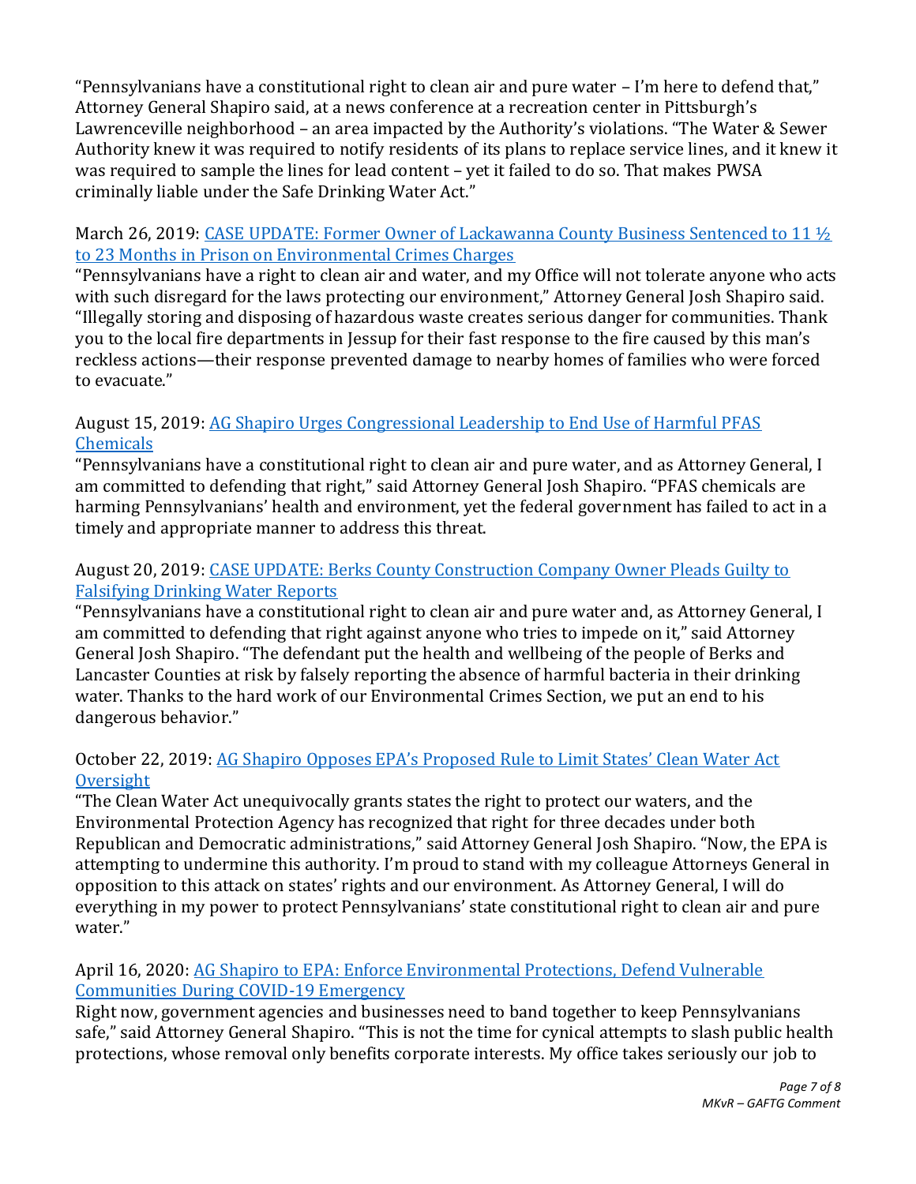"Pennsylvanians have a constitutional right to clean air and pure water – I'm here to defend that," Attorney General Shapiro said, at a news conference at a recreation center in Pittsburgh's Lawrenceville neighborhood – an area impacted by the Authority's violations. "The Water & Sewer Authority knew it was required to notify residents of its plans to replace service lines, and it knew it was required to sample the lines for lead content – yet it failed to do so. That makes PWSA criminally liable under the Safe Drinking Water Act."

March 26, 2019: [CASE UPDATE: Former Owner of Lackawanna County Business Sentenced to 11 ½ to 23 Months in Prison on Environmental Crimes Charges]
"Pennsylvanians have a right to clean air and water, and my Office will not tolerate anyone who acts with such disregard for the laws protecting our environment," Attorney General Josh Shapiro said. "Illegally storing and disposing of hazardous waste creates serious danger for communities. Thank you to the local fire departments in Jessup for their fast response to the fire caused by this man's reckless actions—their response prevented damage to nearby homes of families who were forced to evacuate."

August 15, 2019: [AG Shapiro Urges Congressional Leadership to End Use of Harmful PFAS Chemicals]
"Pennsylvanians have a constitutional right to clean air and pure water, and as Attorney General, I am committed to defending that right," said Attorney General Josh Shapiro. "PFAS chemicals are harming Pennsylvanians' health and environment, yet the federal government has failed to act in a timely and appropriate manner to address this threat.

August 20, 2019: [CASE UPDATE: Berks County Construction Company Owner Pleads Guilty to Falsifying Drinking Water Reports]
"Pennsylvanians have a constitutional right to clean air and pure water and, as Attorney General, I am committed to defending that right against anyone who tries to impede on it," said Attorney General Josh Shapiro. "The defendant put the health and wellbeing of the people of Berks and Lancaster Counties at risk by falsely reporting the absence of harmful bacteria in their drinking water. Thanks to the hard work of our Environmental Crimes Section, we put an end to his dangerous behavior."

October 22, 2019: [AG Shapiro Opposes EPA's Proposed Rule to Limit States' Clean Water Act Oversight]
"The Clean Water Act unequivocally grants states the right to protect our waters, and the Environmental Protection Agency has recognized that right for three decades under both Republican and Democratic administrations," said Attorney General Josh Shapiro. "Now, the EPA is attempting to undermine this authority. I'm proud to stand with my colleague Attorneys General in opposition to this attack on states' rights and our environment. As Attorney General, I will do everything in my power to protect Pennsylvanians' state constitutional right to clean air and pure water."

April 16, 2020: [AG Shapiro to EPA: Enforce Environmental Protections, Defend Vulnerable Communities During COVID-19 Emergency]
Right now, government agencies and businesses need to band together to keep Pennsylvanians safe," said Attorney General Shapiro. "This is not the time for cynical attempts to slash public health protections, whose removal only benefits corporate interests. My office takes seriously our job to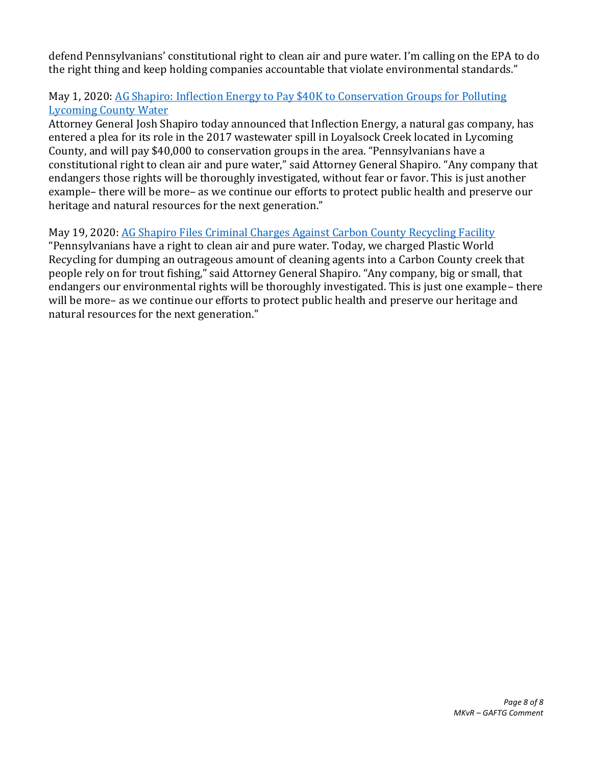defend Pennsylvanians' constitutional right to clean air and pure water. I'm calling on the EPA to do the right thing and keep holding companies accountable that violate environmental standards."

May 1, 2020: [AG Shapiro: Inflection Energy to Pay $40K to Conservation Groups for Polluting Lycoming County Water]()
Attorney General Josh Shapiro today announced that Inflection Energy, a natural gas company, has entered a plea for its role in the 2017 wastewater spill in Loyalsock Creek located in Lycoming County, and will pay $40,000 to conservation groups in the area. "Pennsylvanians have a constitutional right to clean air and pure water," said Attorney General Shapiro. "Any company that endangers those rights will be thoroughly investigated, without fear or favor. This is just another example– there will be more– as we continue our efforts to protect public health and preserve our heritage and natural resources for the next generation."

May 19, 2020: [AG Shapiro Files Criminal Charges Against Carbon County Recycling Facility]()
"Pennsylvanians have a right to clean air and pure water. Today, we charged Plastic World Recycling for dumping an outrageous amount of cleaning agents into a Carbon County creek that people rely on for trout fishing," said Attorney General Shapiro. "Any company, big or small, that endangers our environmental rights will be thoroughly investigated. This is just one example– there will be more– as we continue our efforts to protect public health and preserve our heritage and natural resources for the next generation."